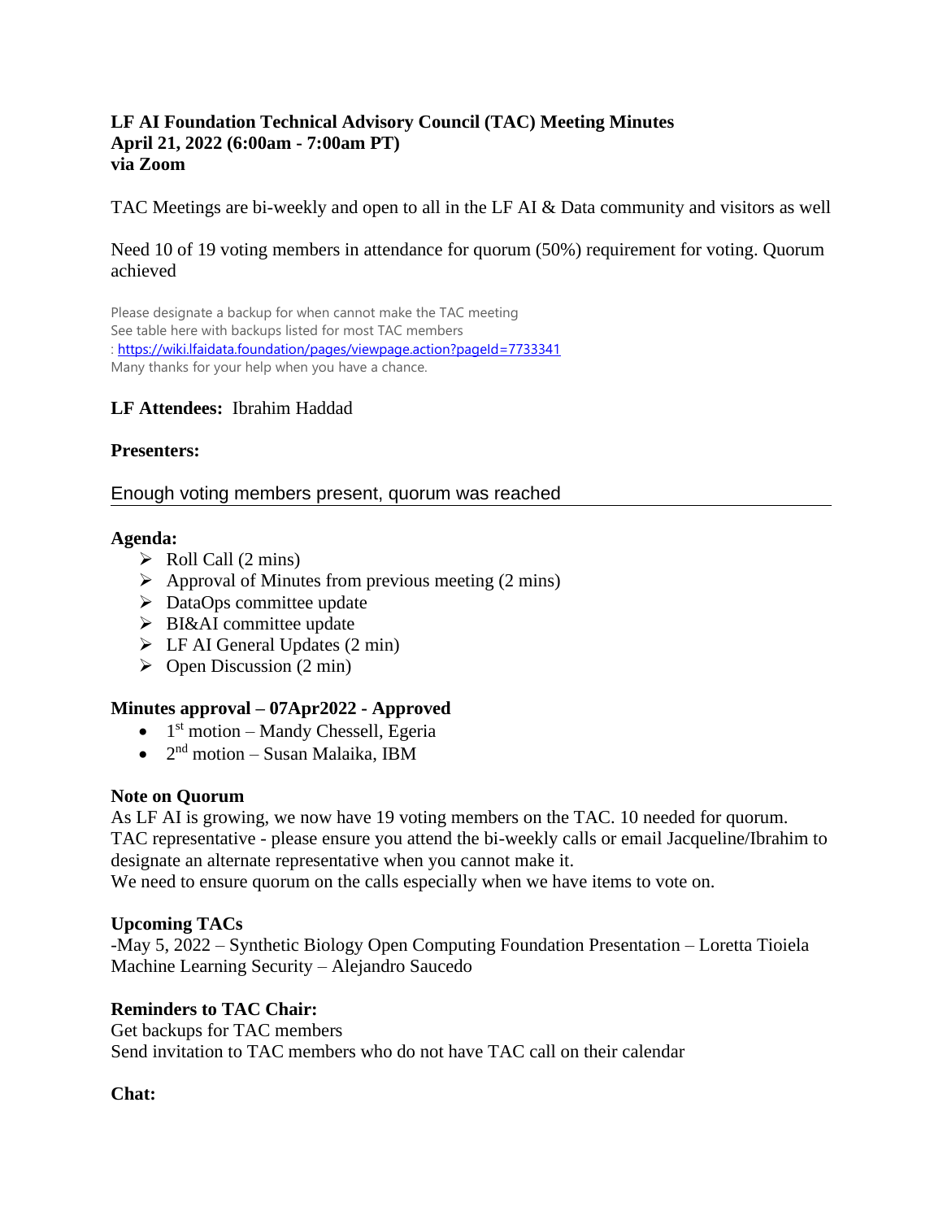**LF AI Foundation Technical Advisory Council (TAC) Meeting Minutes**
**April 21, 2022 (6:00am - 7:00am PT)**
**via Zoom**

TAC Meetings are bi-weekly and open to all in the LF AI & Data community and visitors as well

Need 10 of 19 voting members in attendance for quorum (50%) requirement for voting. Quorum achieved

Please designate a backup for when cannot make the TAC meeting
See table here with backups listed for most TAC members
: https://wiki.lfaidata.foundation/pages/viewpage.action?pageId=7733341
Many thanks for your help when you have a chance.

**LF Attendees:** Ibrahim Haddad

**Presenters:**

Enough voting members present, quorum was reached

---

**Agenda:**

- Roll Call (2 mins)
- Approval of Minutes from previous meeting (2 mins)
- DataOps committee update
- BI&AI committee update
- LF AI General Updates (2 min)
- Open Discussion (2 min)

**Minutes approval – 07Apr2022 - Approved**

- 1st motion – Mandy Chessell, Egeria
- 2nd motion – Susan Malaika, IBM

**Note on Quorum**
As LF AI is growing, we now have 19 voting members on the TAC. 10 needed for quorum.
TAC representative - please ensure you attend the bi-weekly calls or email Jacqueline/Ibrahim to designate an alternate representative when you cannot make it.
We need to ensure quorum on the calls especially when we have items to vote on.

**Upcoming TACs**
-May 5, 2022 – Synthetic Biology Open Computing Foundation Presentation – Loretta Tioiela
Machine Learning Security – Alejandro Saucedo

**Reminders to TAC Chair:**
Get backups for TAC members
Send invitation to TAC members who do not have TAC call on their calendar

**Chat:**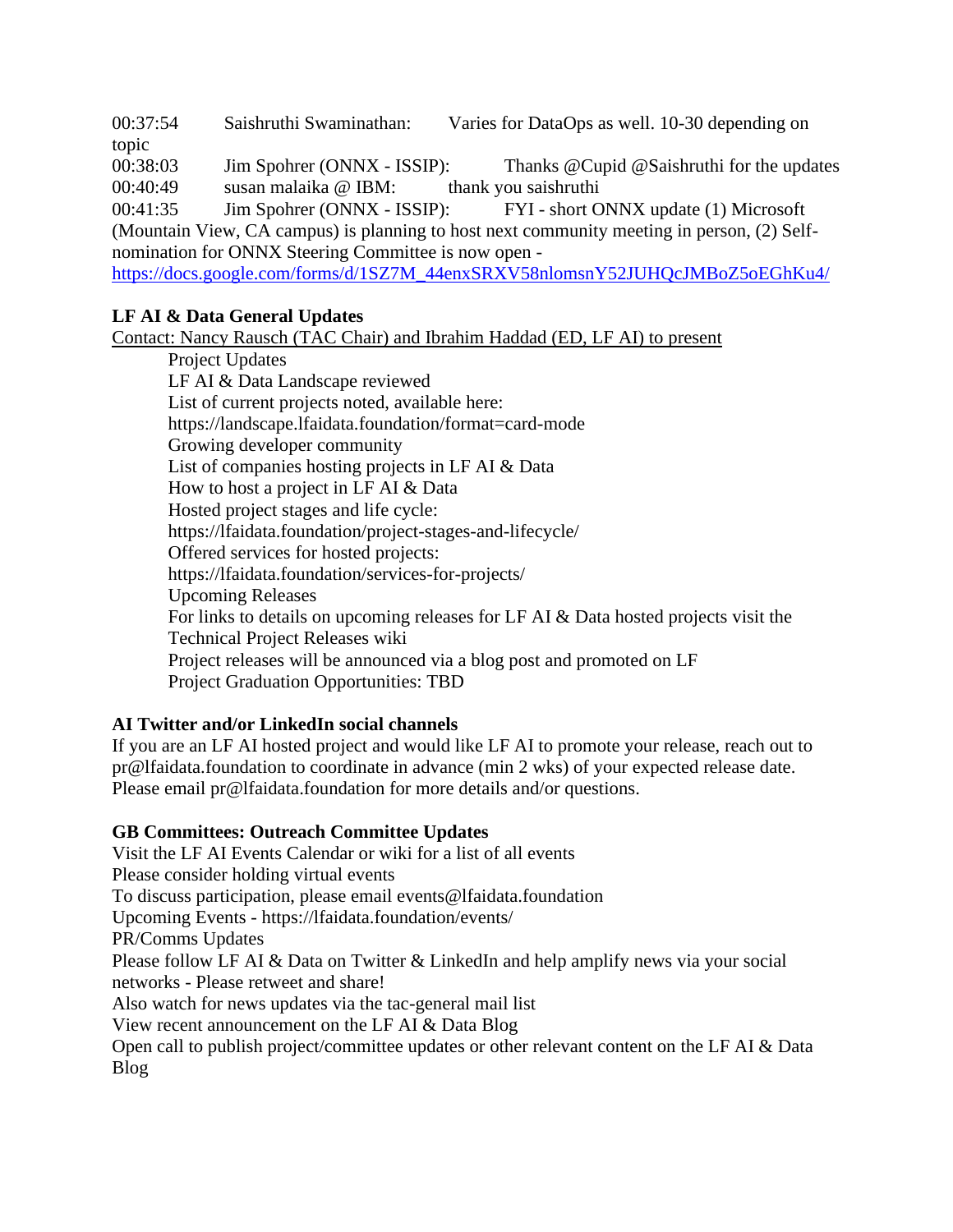00:37:54	Saishruthi Swaminathan:	Varies for DataOps as well. 10-30 depending on topic
00:38:03	Jim Spohrer (ONNX - ISSIP):	Thanks @Cupid @Saishruthi for the updates
00:40:49	susan malaika @ IBM:	thank you saishruthi
00:41:35	Jim Spohrer (ONNX - ISSIP):	FYI - short ONNX update (1) Microsoft (Mountain View, CA campus) is planning to host next community meeting in person, (2) Self-nomination for ONNX Steering Committee is now open - https://docs.google.com/forms/d/1SZ7M_44enxSRXV58nlomsnY52JUHQcJMBoZ5oEGhKu4/

**LF AI & Data General Updates**

Contact: Nancy Rausch (TAC Chair) and Ibrahim Haddad (ED, LF AI) to present

- Project Updates
- LF AI & Data Landscape reviewed
- List of current projects noted, available here: https://landscape.lfaidata.foundation/format=card-mode
- Growing developer community
- List of companies hosting projects in LF AI & Data
- How to host a project in LF AI & Data
- Hosted project stages and life cycle: https://lfaidata.foundation/project-stages-and-lifecycle/
- Offered services for hosted projects: https://lfaidata.foundation/services-for-projects/
- Upcoming Releases
- For links to details on upcoming releases for LF AI & Data hosted projects visit the Technical Project Releases wiki
- Project releases will be announced via a blog post and promoted on LF
- Project Graduation Opportunities: TBD

**AI Twitter and/or LinkedIn social channels**

If you are an LF AI hosted project and would like LF AI to promote your release, reach out to pr@lfaidata.foundation to coordinate in advance (min 2 wks) of your expected release date. Please email pr@lfaidata.foundation for more details and/or questions.

**GB Committees: Outreach Committee Updates**

Visit the LF AI Events Calendar or wiki for a list of all events
Please consider holding virtual events
To discuss participation, please email events@lfaidata.foundation
Upcoming Events - https://lfaidata.foundation/events/
PR/Comms Updates
Please follow LF AI & Data on Twitter & LinkedIn and help amplify news via your social networks - Please retweet and share!
Also watch for news updates via the tac-general mail list
View recent announcement on the LF AI & Data Blog
Open call to publish project/committee updates or other relevant content on the LF AI & Data Blog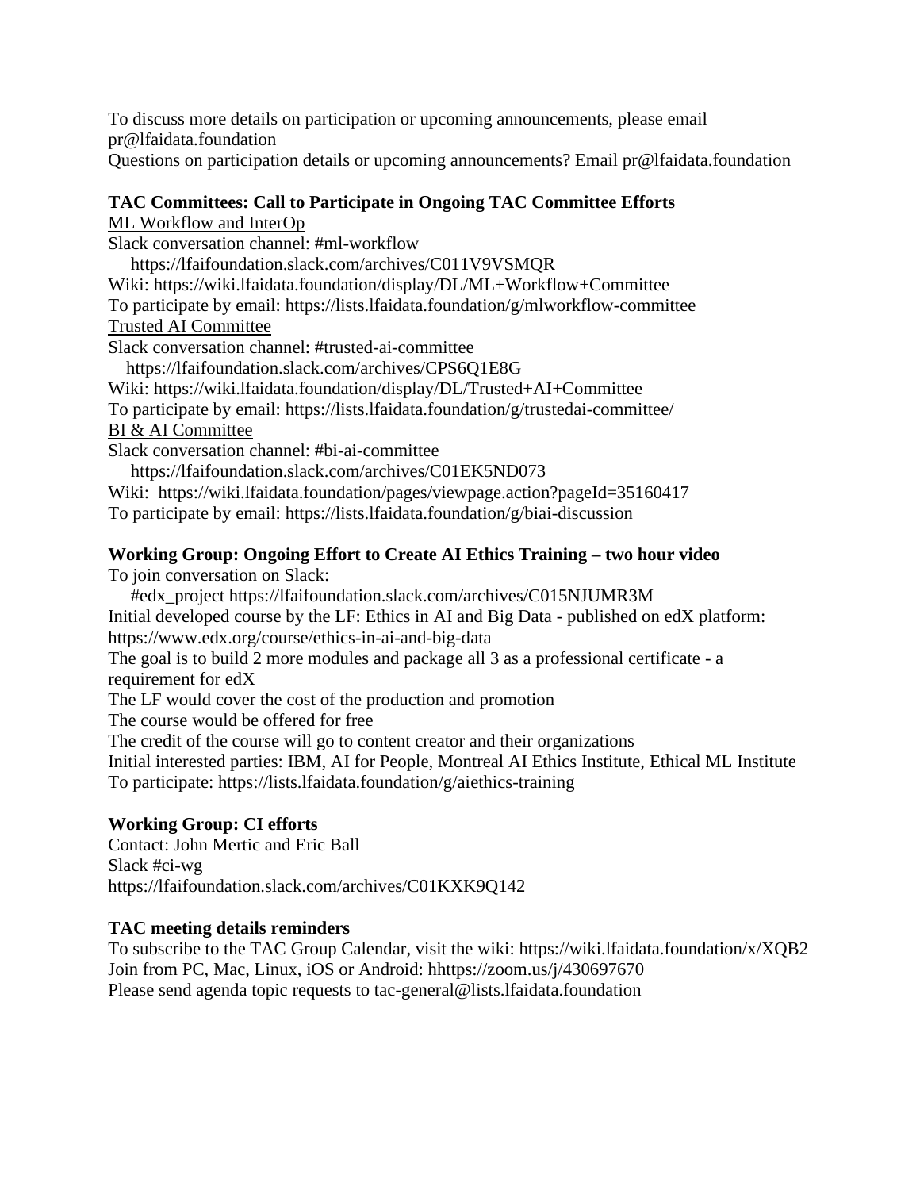To discuss more details on participation or upcoming announcements, please email pr@lfaidata.foundation

Questions on participation details or upcoming announcements? Email pr@lfaidata.foundation

**TAC Committees: Call to Participate in Ongoing TAC Committee Efforts**

ML Workflow and InterOp

Slack conversation channel: #ml-workflow
https://lfaifoundation.slack.com/archives/C011V9VSMQR

Wiki: https://wiki.lfaidata.foundation/display/DL/ML+Workflow+Committee

To participate by email: https://lists.lfaidata.foundation/g/mlworkflow-committee

Trusted AI Committee

Slack conversation channel: #trusted-ai-committee
https://lfaifoundation.slack.com/archives/CPS6Q1E8G

Wiki: https://wiki.lfaidata.foundation/display/DL/Trusted+AI+Committee

To participate by email: https://lists.lfaidata.foundation/g/trustedai-committee/

BI & AI Committee

Slack conversation channel: #bi-ai-committee
https://lfaifoundation.slack.com/archives/C01EK5ND073

Wiki: https://wiki.lfaidata.foundation/pages/viewpage.action?pageId=35160417

To participate by email: https://lists.lfaidata.foundation/g/biai-discussion

**Working Group: Ongoing Effort to Create AI Ethics Training – two hour video**

To join conversation on Slack:
#edx_project https://lfaifoundation.slack.com/archives/C015NJUMR3M

Initial developed course by the LF: Ethics in AI and Big Data - published on edX platform: https://www.edx.org/course/ethics-in-ai-and-big-data

The goal is to build 2 more modules and package all 3 as a professional certificate - a requirement for edX

The LF would cover the cost of the production and promotion

The course would be offered for free

The credit of the course will go to content creator and their organizations

Initial interested parties: IBM, AI for People, Montreal AI Ethics Institute, Ethical ML Institute

To participate: https://lists.lfaidata.foundation/g/aiethics-training

**Working Group: CI efforts**

Contact: John Mertic and Eric Ball

Slack #ci-wg

https://lfaifoundation.slack.com/archives/C01KXK9Q142

**TAC meeting details reminders**

To subscribe to the TAC Group Calendar, visit the wiki: https://wiki.lfaidata.foundation/x/XQB2

Join from PC, Mac, Linux, iOS or Android: hhttps://zoom.us/j/430697670

Please send agenda topic requests to tac-general@lists.lfaidata.foundation